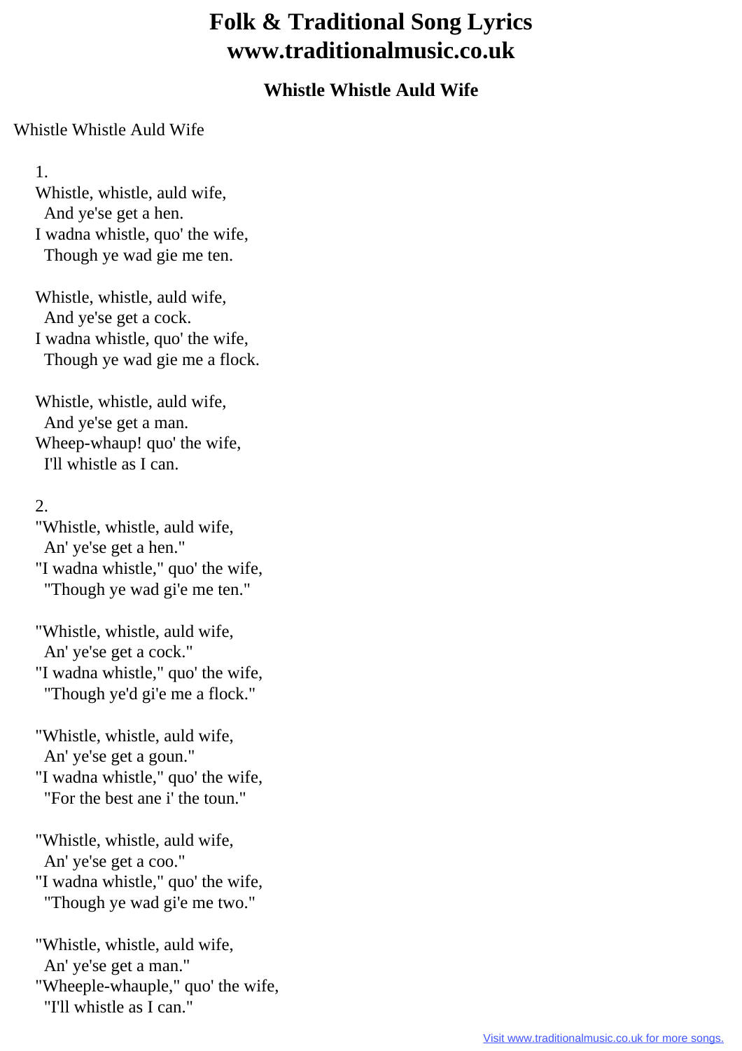# Folk & Traditional Song Lyrics
# www.traditionalmusic.co.uk

### Whistle Whistle Auld Wife

Whistle Whistle Auld Wife

1.
Whistle, whistle, auld wife,
  And ye'se get a hen.
I wadna whistle, quo' the wife,
  Though ye wad gie me ten.

Whistle, whistle, auld wife,
  And ye'se get a cock.
I wadna whistle, quo' the wife,
  Though ye wad gie me a flock.

Whistle, whistle, auld wife,
  And ye'se get a man.
Wheep-whaup! quo' the wife,
  I'll whistle as I can.

2.
"Whistle, whistle, auld wife,
  An' ye'se get a hen."
"I wadna whistle," quo' the wife,
  "Though ye wad gi'e me ten."

"Whistle, whistle, auld wife,
  An' ye'se get a cock."
"I wadna whistle," quo' the wife,
  "Though ye'd gi'e me a flock."

"Whistle, whistle, auld wife,
  An' ye'se get a goun."
"I wadna whistle," quo' the wife,
  "For the best ane i' the toun."

"Whistle, whistle, auld wife,
  An' ye'se get a coo."
"I wadna whistle," quo' the wife,
  "Though ye wad gi'e me two."

"Whistle, whistle, auld wife,
  An' ye'se get a man."
"Wheeple-whauple," quo' the wife,
  "I'll whistle as I can."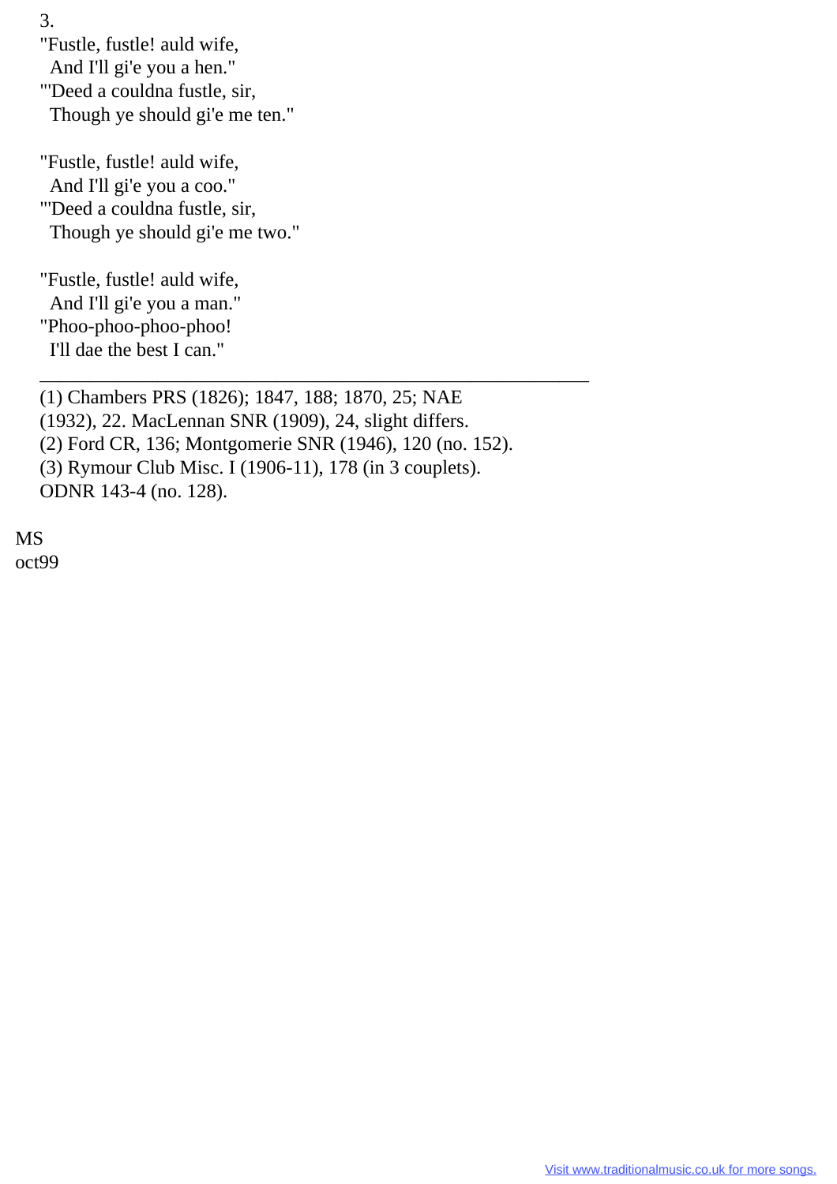3.
"Fustle, fustle! auld wife,
  And I'll gi'e you a hen."
"'Deed a couldna fustle, sir,
  Though ye should gi'e me ten."

"Fustle, fustle! auld wife,
  And I'll gi'e you a coo."
"'Deed a couldna fustle, sir,
  Though ye should gi'e me two."

"Fustle, fustle! auld wife,
  And I'll gi'e you a man."
"Phoo-phoo-phoo-phoo!
  I'll dae the best I can."

---

(1) Chambers PRS (1826); 1847, 188; 1870, 25; NAE (1932), 22. MacLennan SNR (1909), 24, slight differs.
(2) Ford CR, 136; Montgomerie SNR (1946), 120 (no. 152).
(3) Rymour Club Misc. I (1906-11), 178 (in 3 couplets).
ODNR 143-4 (no. 128).

MS
oct99